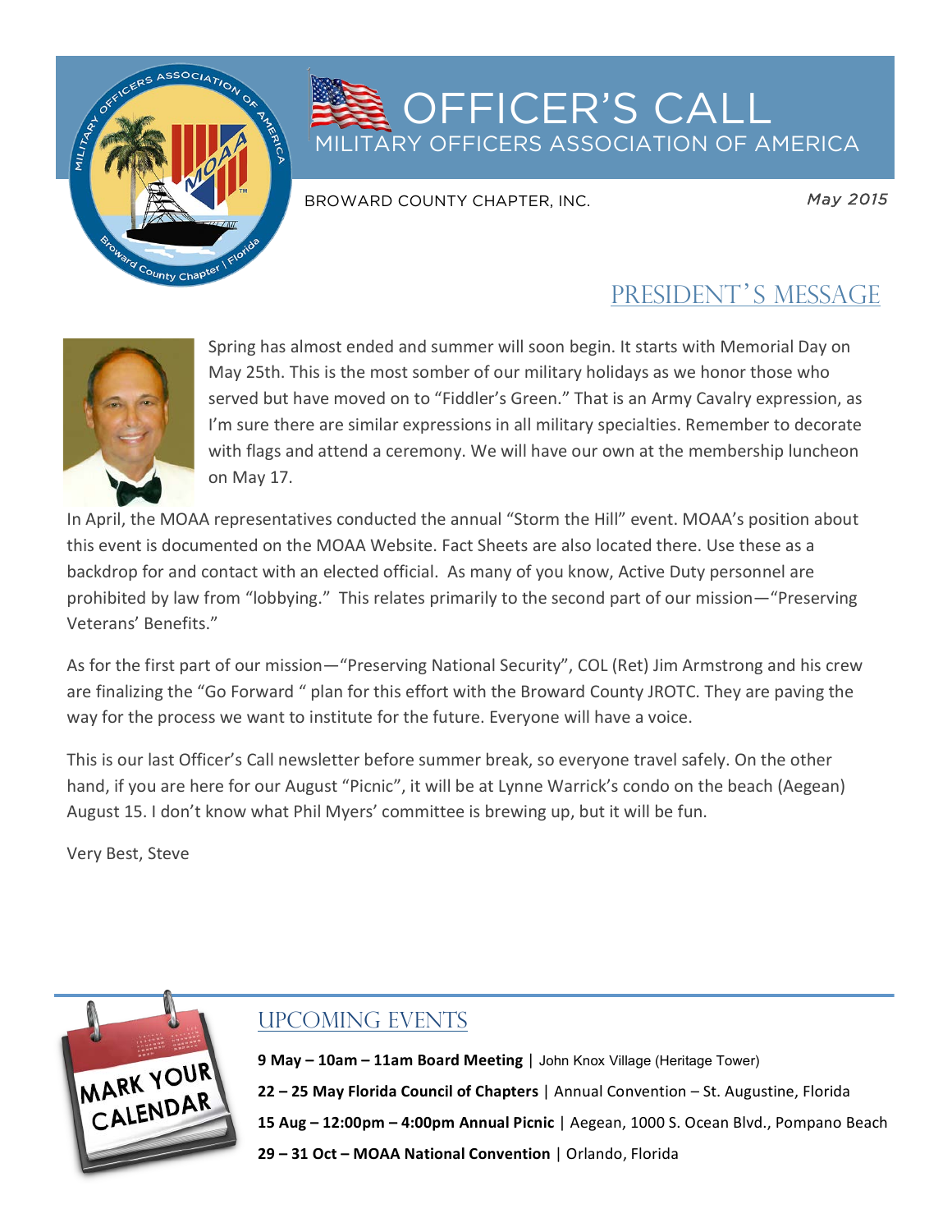# OFFICER'S CALL

MILITARY OFFICERS ASSOCIATION OF AMERICA

BROWARD COUNTY CHAPTER, INC.

*May 2015*

## PRESIDENT'S MESSAGE

Spring has almost ended and summer will soon begin. It starts with Memorial Day on May 25th. This is the most somber of our military holidays as we honor those who served but have moved on to "Fiddler's Green." That is an Army Cavalry expression, as I'm sure there are similar expressions in all military specialties. Remember to decorate with flags and attend a ceremony. We will have our own at the membership luncheon on May 17.

In April, the MOAA representatives conducted the annual "Storm the Hill" event. MOAA's position about this event is documented on the MOAA Website. Fact Sheets are also located there. Use these as a backdrop for and contact with an elected official. As many of you know, Active Duty personnel are prohibited by law from "lobbying." This relates primarily to the second part of our mission—"Preserving Veterans' Benefits."

As for the first part of our mission—"Preserving National Security", COL (Ret) Jim Armstrong and his crew are finalizing the "Go Forward " plan for this effort with the Broward County JROTC. They are paving the way for the process we want to institute for the future. Everyone will have a voice.

This is our last Officer's Call newsletter before summer break, so everyone travel safely. On the other hand, if you are here for our August "Picnic", it will be at Lynne Warrick's condo on the beach (Aegean) August 15. I don't know what Phil Myers' committee is brewing up, but it will be fun.

Very Best, Steve

## UPCOMING EVENTS

MARK YOUR CALENDAR

**9 May – 10am – 11am Board Meeting** | John Knox Village (Heritage Tower)

**22 – 25 May Florida Council of Chapters** | Annual Convention – St. Augustine, Florida

**15 Aug – 12:00pm – 4:00pm Annual Picnic** | Aegean, 1000 S. Ocean Blvd., Pompano Beach

**29 – 31 Oct – MOAA National Convention** | Orlando, Florida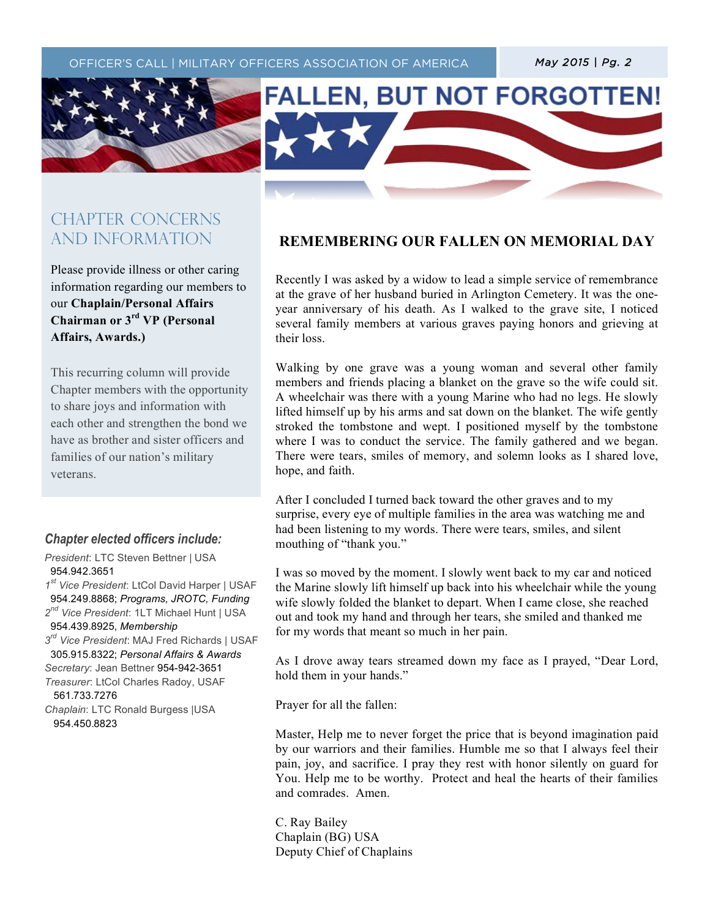# FALLEN, BUT NOT FORGOTTEN!

## CHAPTER CONCERNS AND INFORMATION

Please provide illness or other caring information regarding our members to our **Chaplain/Personal Affairs Chairman or 3rd VP (Personal Affairs, Awards.)**

This recurring column will provide Chapter members with the opportunity to share joys and information with each other and strengthen the bond we have as brother and sister officers and families of our nation's military veterans.

### *Chapter elected officers include:*

*President*: LTC Steven Bettner | USA 954.942.3651

*1st Vice President*: LtCol David Harper | USAF 954.249.8868; *Programs, JROTC, Funding*

*2nd Vice President*: 1LT Michael Hunt | USA 954.439.8925, *Membership*

*3rd Vice President*: MAJ Fred Richards | USAF 305.915.8322; *Personal Affairs & Awards*

*Secretary*: Jean Bettner 954-942-3651

*Treasurer*: LtCol Charles Radoy, USAF 561.733.7276

*Chaplain*: LTC Ronald Burgess |USA 954.450.8823

## REMEMBERING OUR FALLEN ON MEMORIAL DAY

Recently I was asked by a widow to lead a simple service of remembrance at the grave of her husband buried in Arlington Cemetery. It was the one-year anniversary of his death. As I walked to the grave site, I noticed several family members at various graves paying honors and grieving at their loss.

Walking by one grave was a young woman and several other family members and friends placing a blanket on the grave so the wife could sit. A wheelchair was there with a young Marine who had no legs. He slowly lifted himself up by his arms and sat down on the blanket. The wife gently stroked the tombstone and wept. I positioned myself by the tombstone where I was to conduct the service. The family gathered and we began. There were tears, smiles of memory, and solemn looks as I shared love, hope, and faith.

After I concluded I turned back toward the other graves and to my surprise, every eye of multiple families in the area was watching me and had been listening to my words. There were tears, smiles, and silent mouthing of "thank you."

I was so moved by the moment. I slowly went back to my car and noticed the Marine slowly lift himself up back into his wheelchair while the young wife slowly folded the blanket to depart. When I came close, she reached out and took my hand and through her tears, she smiled and thanked me for my words that meant so much in her pain.

As I drove away tears streamed down my face as I prayed, "Dear Lord, hold them in your hands."

Prayer for all the fallen:

Master, Help me to never forget the price that is beyond imagination paid by our warriors and their families. Humble me so that I always feel their pain, joy, and sacrifice. I pray they rest with honor silently on guard for You. Help me to be worthy. Protect and heal the hearts of their families and comrades. Amen.

C. Ray Bailey
Chaplain (BG) USA
Deputy Chief of Chaplains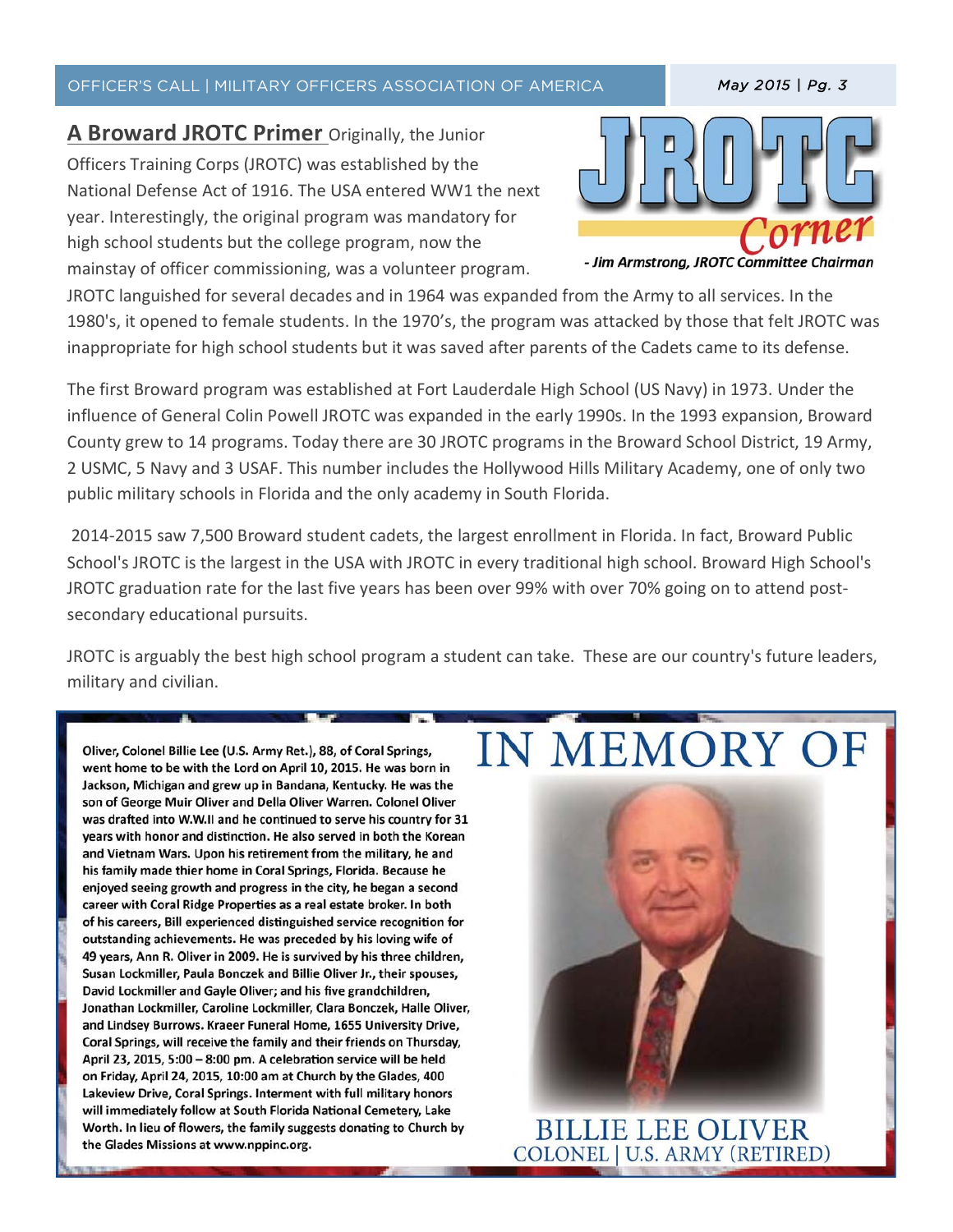# JROTC Corner

*- Jim Armstrong, JROTC Committee Chairman*

**A Broward JROTC Primer** Originally, the Junior Officers Training Corps (JROTC) was established by the National Defense Act of 1916. The USA entered WW1 the next year. Interestingly, the original program was mandatory for high school students but the college program, now the mainstay of officer commissioning, was a volunteer program. JROTC languished for several decades and in 1964 was expanded from the Army to all services. In the 1980's, it opened to female students. In the 1970's, the program was attacked by those that felt JROTC was inappropriate for high school students but it was saved after parents of the Cadets came to its defense.

The first Broward program was established at Fort Lauderdale High School (US Navy) in 1973. Under the influence of General Colin Powell JROTC was expanded in the early 1990s. In the 1993 expansion, Broward County grew to 14 programs. Today there are 30 JROTC programs in the Broward School District, 19 Army, 2 USMC, 5 Navy and 3 USAF. This number includes the Hollywood Hills Military Academy, one of only two public military schools in Florida and the only academy in South Florida.

2014-2015 saw 7,500 Broward student cadets, the largest enrollment in Florida. In fact, Broward Public School's JROTC is the largest in the USA with JROTC in every traditional high school. Broward High School's JROTC graduation rate for the last five years has been over 99% with over 70% going on to attend post-secondary educational pursuits.

JROTC is arguably the best high school program a student can take. These are our country's future leaders, military and civilian.

# IN MEMORY OF

**Oliver, Colonel Billie Lee (U.S. Army Ret.), 88, of Coral Springs, went home to be with the Lord on April 10, 2015. He was born in Jackson, Michigan and grew up in Bandana, Kentucky. He was the son of George Muir Oliver and Della Oliver Warren. Colonel Oliver was drafted into W.W.II and he continued to serve his country for 31 years with honor and distinction. He also served in both the Korean and Vietnam Wars. Upon his retirement from the military, he and his family made thier home in Coral Springs, Florida. Because he enjoyed seeing growth and progress in the city, he began a second career with Coral Ridge Properties as a real estate broker. In both of his careers, Bill experienced distinguished service recognition for outstanding achievements. He was preceded by his loving wife of 49 years, Ann R. Oliver in 2009. He is survived by his three children, Susan Lockmiller, Paula Bonczek and Billie Oliver Jr., their spouses, David Lockmiller and Gayle Oliver; and his five grandchildren, Jonathan Lockmiller, Caroline Lockmiller, Clara Bonczek, Halle Oliver, and Lindsey Burrows. Kraeer Funeral Home, 1655 University Drive, Coral Springs, will receive the family and their friends on Thursday, April 23, 2015, 5:00 – 8:00 pm. A celebration service will be held on Friday, April 24, 2015, 10:00 am at Church by the Glades, 400 Lakeview Drive, Coral Springs. Interment with full military honors will immediately follow at South Florida National Cemetery, Lake Worth. In lieu of flowers, the family suggests donating to Church by the Glades Missions at www.nppinc.org.**

BILLIE LEE OLIVER
COLONEL | U.S. ARMY (RETIRED)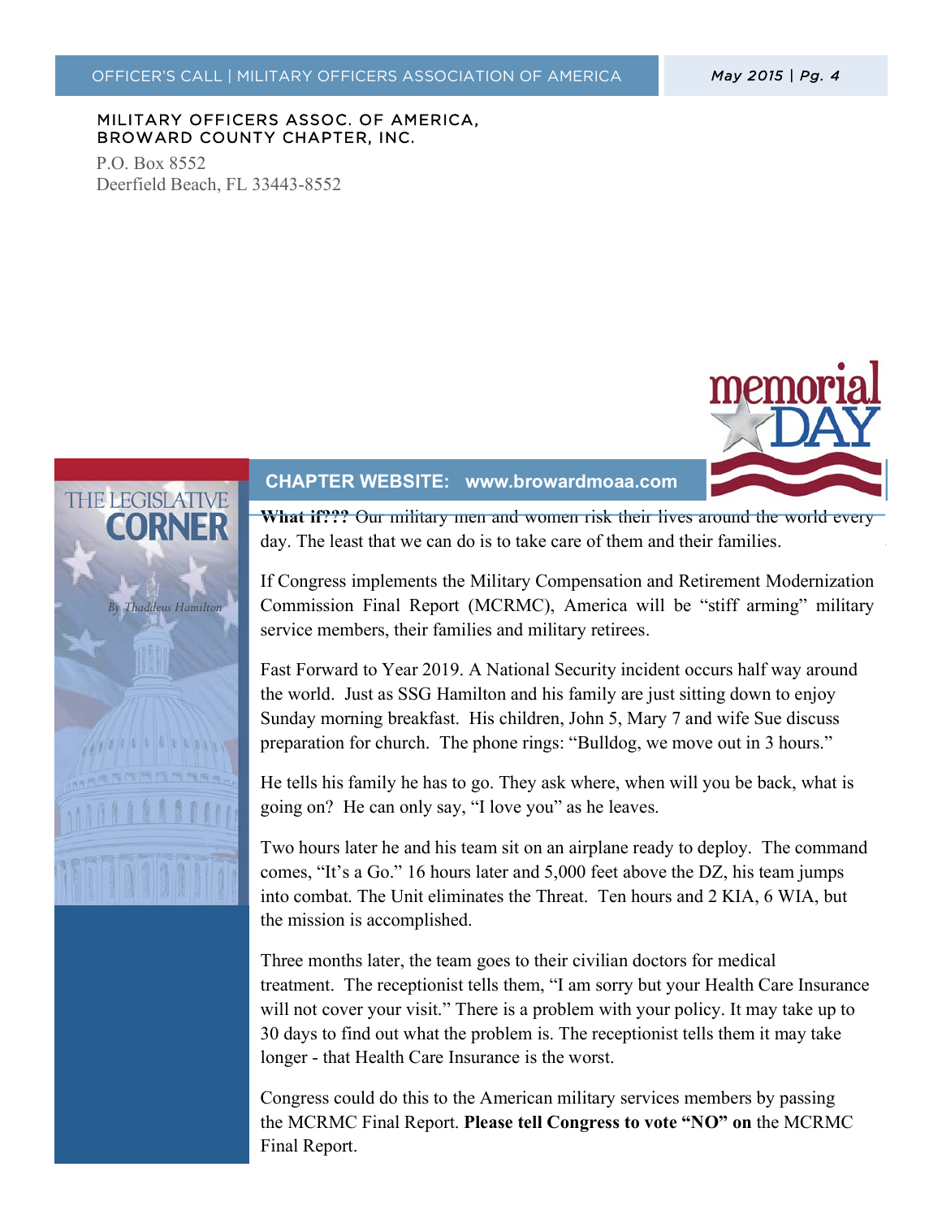MILITARY OFFICERS ASSOC. OF AMERICA,
BROWARD COUNTY CHAPTER, INC.

P.O. Box 8552
Deerfield Beach, FL 33443-8552

**CHAPTER WEBSITE: www.browardmoaa.com**

## THE LEGISLATIVE CORNER

*By Thaddeus Hamilton*

**What if???** Our military men and women risk their lives around the world every day. The least that we can do is to take care of them and their families.

If Congress implements the Military Compensation and Retirement Modernization Commission Final Report (MCRMC), America will be "stiff arming" military service members, their families and military retirees.

Fast Forward to Year 2019. A National Security incident occurs half way around the world. Just as SSG Hamilton and his family are just sitting down to enjoy Sunday morning breakfast. His children, John 5, Mary 7 and wife Sue discuss preparation for church. The phone rings: "Bulldog, we move out in 3 hours."

He tells his family he has to go. They ask where, when will you be back, what is going on? He can only say, "I love you" as he leaves.

Two hours later he and his team sit on an airplane ready to deploy. The command comes, "It's a Go." 16 hours later and 5,000 feet above the DZ, his team jumps into combat. The Unit eliminates the Threat. Ten hours and 2 KIA, 6 WIA, but the mission is accomplished.

Three months later, the team goes to their civilian doctors for medical treatment. The receptionist tells them, "I am sorry but your Health Care Insurance will not cover your visit." There is a problem with your policy. It may take up to 30 days to find out what the problem is. The receptionist tells them it may take longer - that Health Care Insurance is the worst.

Congress could do this to the American military services members by passing the MCRMC Final Report. **Please tell Congress to vote "NO" on** the MCRMC Final Report.